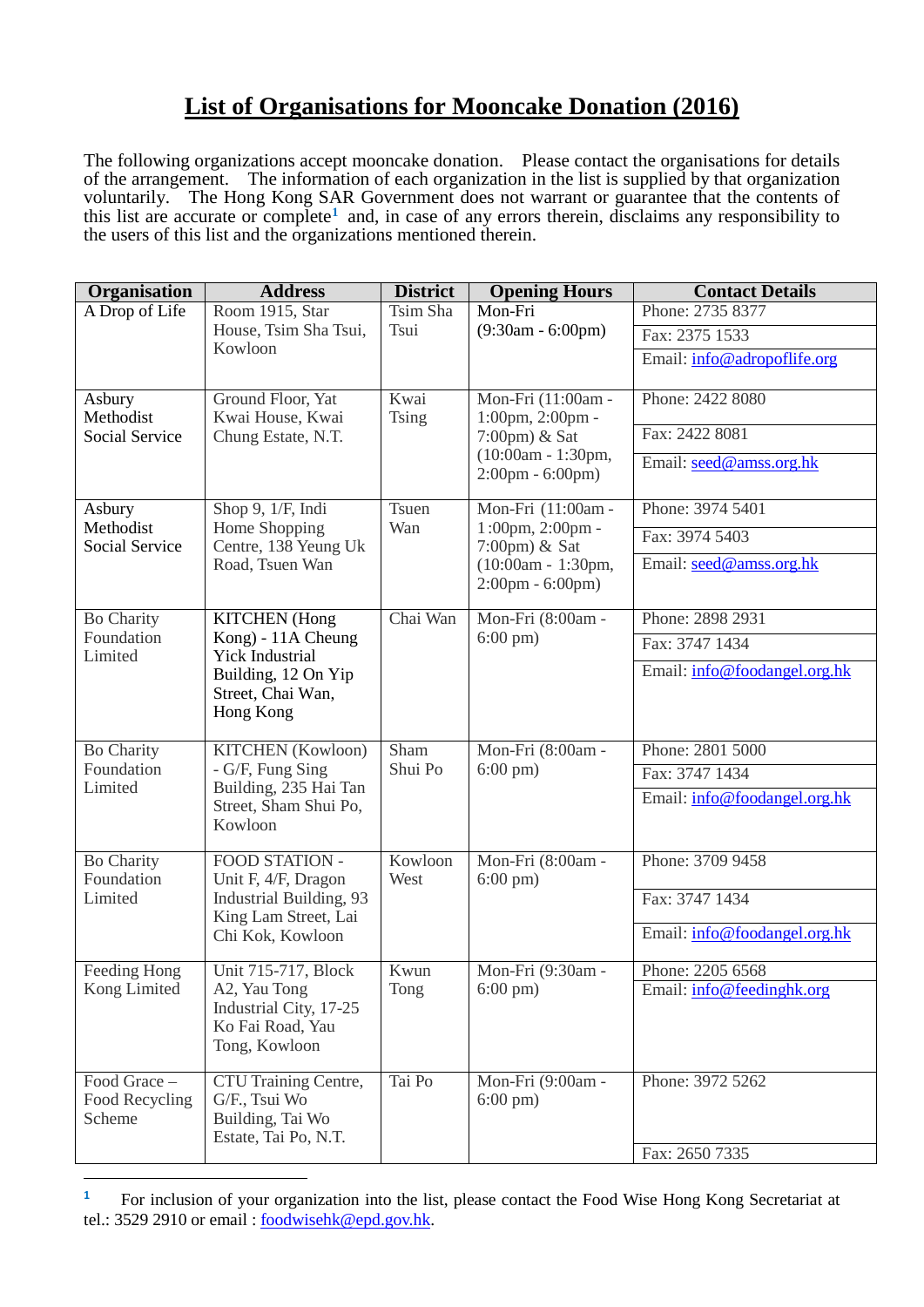# List of Organisations for Mooncake Donation (2016)

The following organizations accept mooncake donation. Please contact the organisations for details of the arrangement. The information of each organization in the list is supplied by that organization voluntarily. The Hong Kong SAR Government does not warrant or guarantee that the contents of this list are accurate or complete[1] and, in case of any errors therein, disclaims any responsibility to the users of this list and the organizations mentioned therein.

| Organisation | Address | District | Opening Hours | Contact Details |
|---|---|---|---|---|
| A Drop of Life | Room 1915, Star House, Tsim Sha Tsui, Kowloon | Tsim Sha Tsui | Mon-Fri (9:30am - 6:00pm) | Phone: 2735 8377<br>Fax: 2375 1533<br>Email: info@adropoflife.org |
| Asbury Methodist Social Service | Ground Floor, Yat Kwai House, Kwai Chung Estate, N.T. | Kwai Tsing | Mon-Fri (11:00am - 1:00pm, 2:00pm - 7:00pm) & Sat (10:00am - 1:30pm, 2:00pm - 6:00pm) | Phone: 2422 8080<br>Fax: 2422 8081<br>Email: seed@amss.org.hk |
| Asbury Methodist Social Service | Shop 9, 1/F, Indi Home Shopping Centre, 138 Yeung Uk Road, Tsuen Wan | Tsuen Wan | Mon-Fri (11:00am - 1:00pm, 2:00pm - 7:00pm) & Sat (10:00am - 1:30pm, 2:00pm - 6:00pm) | Phone: 3974 5401<br>Fax: 3974 5403<br>Email: seed@amss.org.hk |
| Bo Charity Foundation Limited | KITCHEN (Hong Kong) - 11A Cheung Yick Industrial Building, 12 On Yip Street, Chai Wan, Hong Kong | Chai Wan | Mon-Fri (8:00am - 6:00 pm) | Phone: 2898 2931<br>Fax: 3747 1434<br>Email: info@foodangel.org.hk |
| Bo Charity Foundation Limited | KITCHEN (Kowloon) - G/F, Fung Sing Building, 235 Hai Tan Street, Sham Shui Po, Kowloon | Sham Shui Po | Mon-Fri (8:00am - 6:00 pm) | Phone: 2801 5000<br>Fax: 3747 1434<br>Email: info@foodangel.org.hk |
| Bo Charity Foundation Limited | FOOD STATION - Unit F, 4/F, Dragon Industrial Building, 93 King Lam Street, Lai Chi Kok, Kowloon | Kowloon West | Mon-Fri (8:00am - 6:00 pm) | Phone: 3709 9458<br>Fax: 3747 1434<br>Email: info@foodangel.org.hk |
| Feeding Hong Kong Limited | Unit 715-717, Block A2, Yau Tong Industrial City, 17-25 Ko Fai Road, Yau Tong, Kowloon | Kwun Tong | Mon-Fri (9:30am - 6:00 pm) | Phone: 2205 6568<br>Email: info@feedinghk.org |
| Food Grace – Food Recycling Scheme | CTU Training Centre, G/F., Tsui Wo Building, Tai Wo Estate, Tai Po, N.T. | Tai Po | Mon-Fri (9:00am - 6:00 pm) | Phone: 3972 5262<br>Fax: 2650 7335 |

[1] For inclusion of your organization into the list, please contact the Food Wise Hong Kong Secretariat at tel.: 3529 2910 or email : foodwisehk@epd.gov.hk.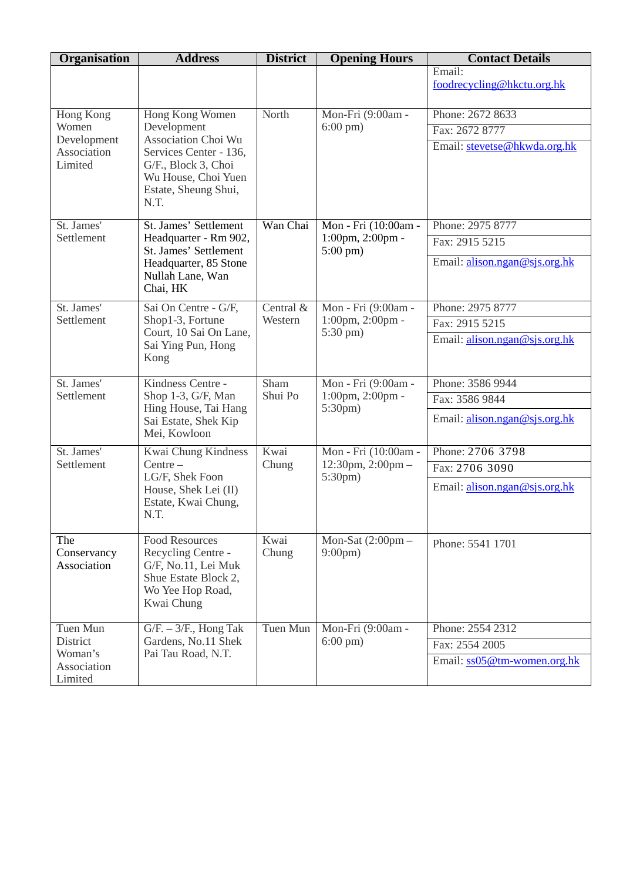| Organisation | Address | District | Opening Hours | Contact Details |
| --- | --- | --- | --- | --- |
| | | | | Email: foodrecycling@hkctu.org.hk |
| Hong Kong Women Development Association Limited | Hong Kong Women Development Association Choi Wu Services Center - 136, G/F., Block 3, Choi Wu House, Choi Yuen Estate, Sheung Shui, N.T. | North | Mon-Fri (9:00am - 6:00 pm) | Phone: 2672 8633<br>Fax: 2672 8777<br>Email: stevetse@hkwda.org.hk |
| St. James' Settlement | St. James' Settlement Headquarter - Rm 902, St. James' Settlement Headquarter, 85 Stone Nullah Lane, Wan Chai, HK | Wan Chai | Mon - Fri (10:00am - 1:00pm, 2:00pm - 5:00 pm) | Phone: 2975 8777<br>Fax: 2915 5215<br>Email: alison.ngan@sjs.org.hk |
| St. James' Settlement | Sai On Centre - G/F, Shop1-3, Fortune Court, 10 Sai On Lane, Sai Ying Pun, Hong Kong | Central & Western | Mon - Fri (9:00am - 1:00pm, 2:00pm - 5:30 pm) | Phone: 2975 8777<br>Fax: 2915 5215<br>Email: alison.ngan@sjs.org.hk |
| St. James' Settlement | Kindness Centre - Shop 1-3, G/F, Man Hing House, Tai Hang Sai Estate, Shek Kip Mei, Kowloon | Sham Shui Po | Mon - Fri (9:00am - 1:00pm, 2:00pm - 5:30pm) | Phone: 3586 9944<br>Fax: 3586 9844<br>Email: alison.ngan@sjs.org.hk |
| St. James' Settlement | Kwai Chung Kindness Centre – LG/F, Shek Foon House, Shek Lei (II) Estate, Kwai Chung, N.T. | Kwai Chung | Mon - Fri (10:00am - 12:30pm, 2:00pm – 5:30pm) | Phone: 2706 3798<br>Fax: 2706 3090<br>Email: alison.ngan@sjs.org.hk |
| The Conservancy Association | Food Resources Recycling Centre - G/F, No.11, Lei Muk Shue Estate Block 2, Wo Yee Hop Road, Kwai Chung | Kwai Chung | Mon-Sat (2:00pm – 9:00pm) | Phone: 5541 1701 |
| Tuen Mun District Woman's Association Limited | G/F. – 3/F., Hong Tak Gardens, No.11 Shek Pai Tau Road, N.T. | Tuen Mun | Mon-Fri (9:00am - 6:00 pm) | Phone: 2554 2312<br>Fax: 2554 2005<br>Email: ss05@tm-women.org.hk |